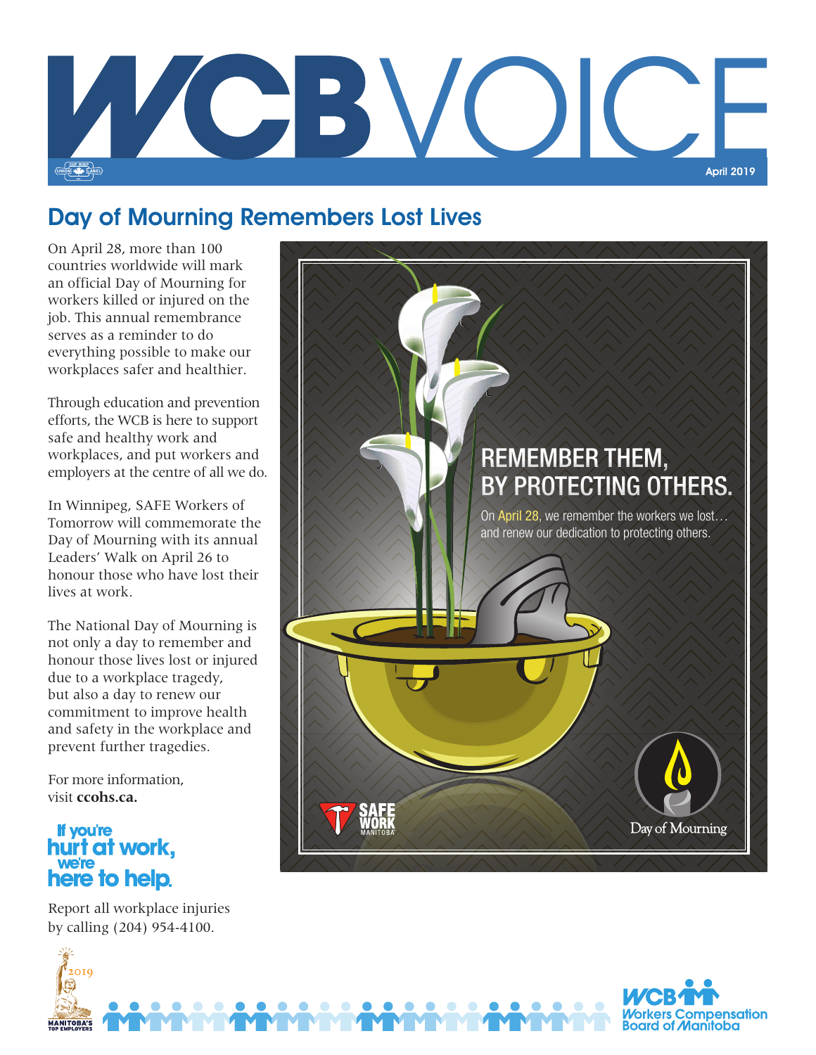# WCB VOICE

April 2019

## Day of Mourning Remembers Lost Lives

On April 28, more than 100 countries worldwide will mark an official Day of Mourning for workers killed or injured on the job. This annual remembrance serves as a reminder to do everything possible to make our workplaces safer and healthier.

Through education and prevention efforts, the WCB is here to support safe and healthy work and workplaces, and put workers and employers at the centre of all we do.

In Winnipeg, SAFE Workers of Tomorrow will commemorate the Day of Mourning with its annual Leaders' Walk on April 26 to honour those who have lost their lives at work.

The National Day of Mourning is not only a day to remember and honour those lives lost or injured due to a workplace tragedy, but also a day to renew our commitment to improve health and safety in the workplace and prevent further tragedies.

For more information, visit **ccohs.ca.**

**If you're hurt at work, we're here to help.**

Report all workplace injuries by calling (204) 954-4100.

REMEMBER THEM, BY PROTECTING OTHERS.

On April 28, we remember the workers we lost… and renew our dedication to protecting others.

SAFE WORK MANITOBA

Day of Mourning

Workers Compensation Board of Manitoba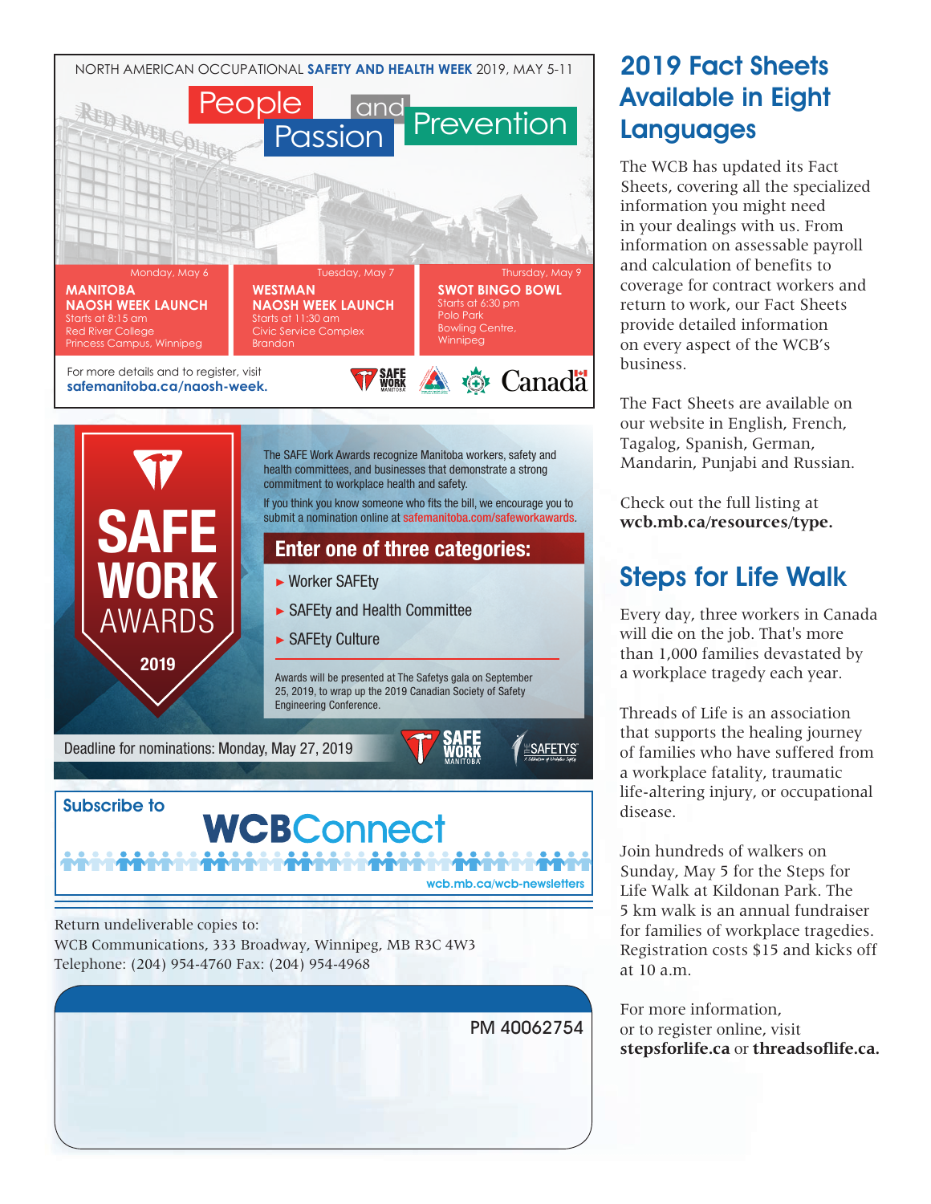NORTH AMERICAN OCCUPATIONAL **SAFETY AND HEALTH WEEK** 2019, MAY 5-11

# People Passion and Prevention

Monday, May 6
**MANITOBA NAOSH WEEK LAUNCH**
Starts at 8:15 am
Red River College
Princess Campus, Winnipeg

Tuesday, May 7
**WESTMAN NAOSH WEEK LAUNCH**
Starts at 11:30 am
Civic Service Complex
Brandon

Thursday, May 9
**SWOT BINGO BOWL**
Starts at 6:30 pm
Polo Park
Bowling Centre,
Winnipeg

For more details and to register, visit
**safemanitoba.ca/naosh-week.**

SAFE WORK MANITOBA Canada

# SAFE WORK AWARDS 2019

The SAFE Work Awards recognize Manitoba workers, safety and health committees, and businesses that demonstrate a strong commitment to workplace health and safety.

If you think you know someone who fits the bill, we encourage you to submit a nomination online at safemanitoba.com/safeworkawards.

**Enter one of three categories:**

- Worker SAFEty
- SAFEty and Health Committee
- SAFEty Culture

Awards will be presented at The Safetys gala on September 25, 2019, to wrap up the 2019 Canadian Society of Safety Engineering Conference.

Deadline for nominations: Monday, May 27, 2019

SAFE WORK MANITOBA THE SAFETYS

**Subscribe to**

# WCBConnect

wcb.mb.ca/wcb-newsletters

Return undeliverable copies to:
WCB Communications, 333 Broadway, Winnipeg, MB R3C 4W3
Telephone: (204) 954-4760 Fax: (204) 954-4968

PM 40062754

## 2019 Fact Sheets Available in Eight Languages

The WCB has updated its Fact Sheets, covering all the specialized information you might need in your dealings with us. From information on assessable payroll and calculation of benefits to coverage for contract workers and return to work, our Fact Sheets provide detailed information on every aspect of the WCB's business.

The Fact Sheets are available on our website in English, French, Tagalog, Spanish, German, Mandarin, Punjabi and Russian.

Check out the full listing at **wcb.mb.ca/resources/type.**

## Steps for Life Walk

Every day, three workers in Canada will die on the job. That's more than 1,000 families devastated by a workplace tragedy each year.

Threads of Life is an association that supports the healing journey of families who have suffered from a workplace fatality, traumatic life-altering injury, or occupational disease.

Join hundreds of walkers on Sunday, May 5 for the Steps for Life Walk at Kildonan Park. The 5 km walk is an annual fundraiser for families of workplace tragedies. Registration costs $15 and kicks off at 10 a.m.

For more information, or to register online, visit **stepsforlife.ca** or **threadsoflife.ca.**